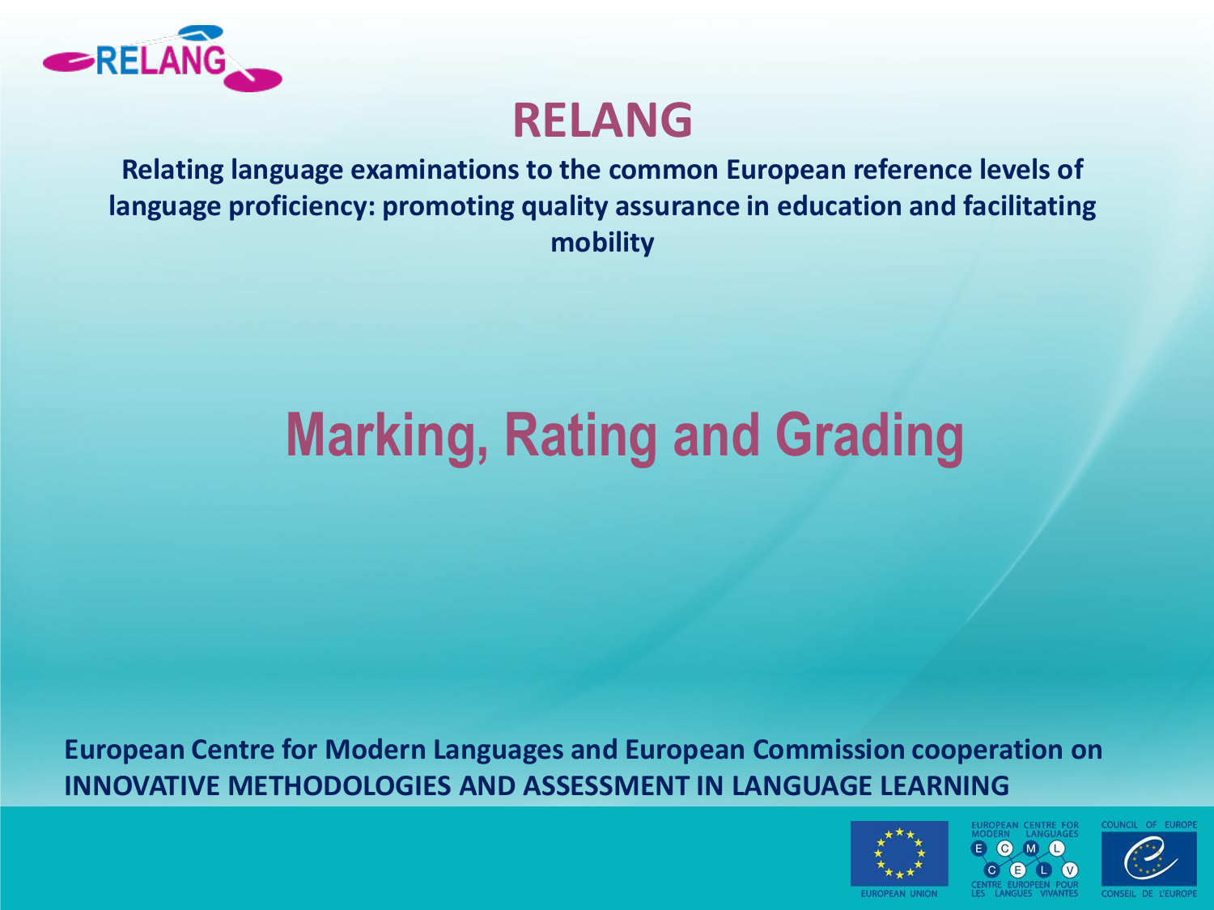# RELANG

**Relating language examinations to the common European reference levels of language proficiency: promoting quality assurance in education and facilitating mobility**

## Marking, Rating and Grading

**European Centre for Modern Languages and European Commission cooperation on INNOVATIVE METHODOLOGIES AND ASSESSMENT IN LANGUAGE LEARNING**

EUROPEAN UNION

EUROPEAN CENTRE FOR MODERN LANGUAGES
CENTRE EUROPEEN POUR LES LANGUES VIVANTES

COUNCIL OF EUROPE
CONSEIL DE L'EUROPE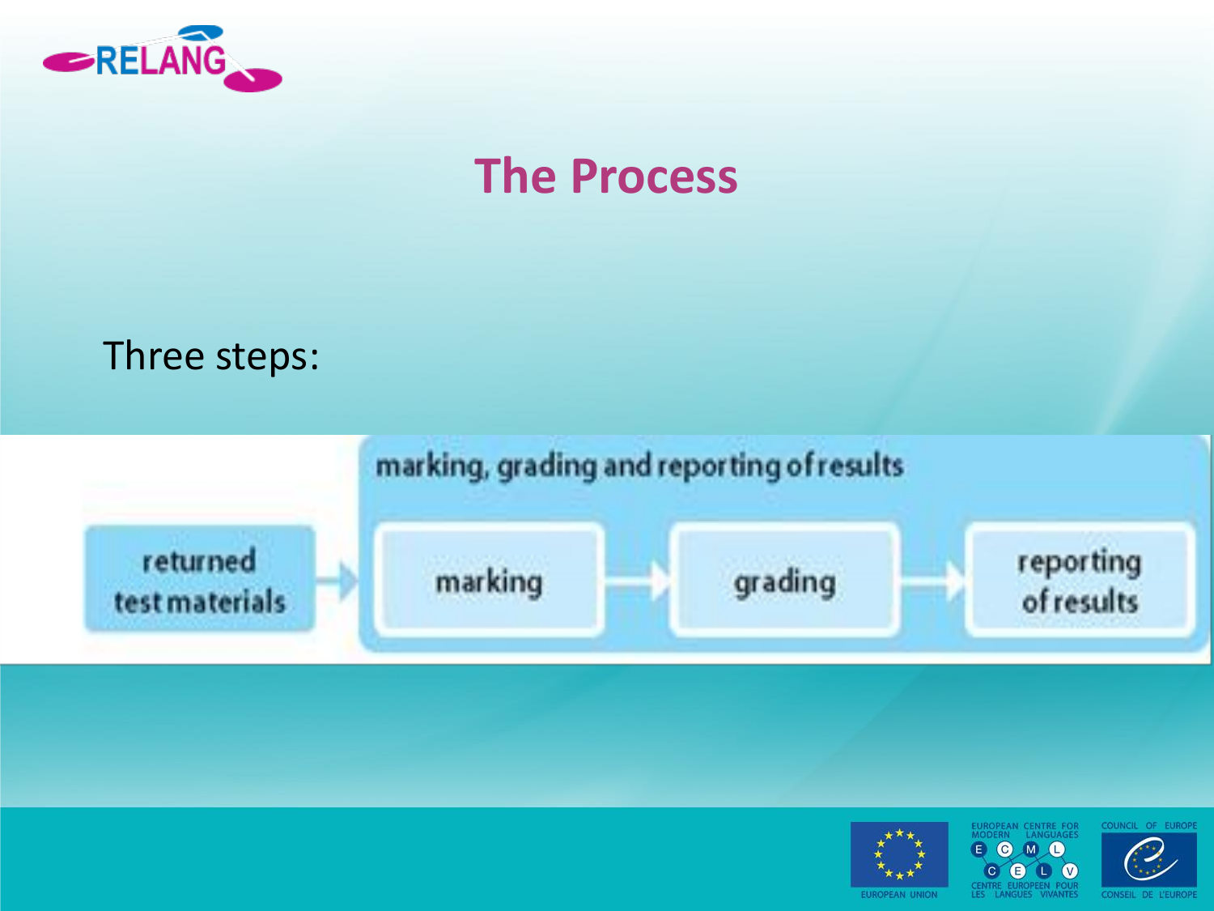# The Process

Three steps:

returned test materials → marking, grading and reporting of results: marking → grading → reporting of results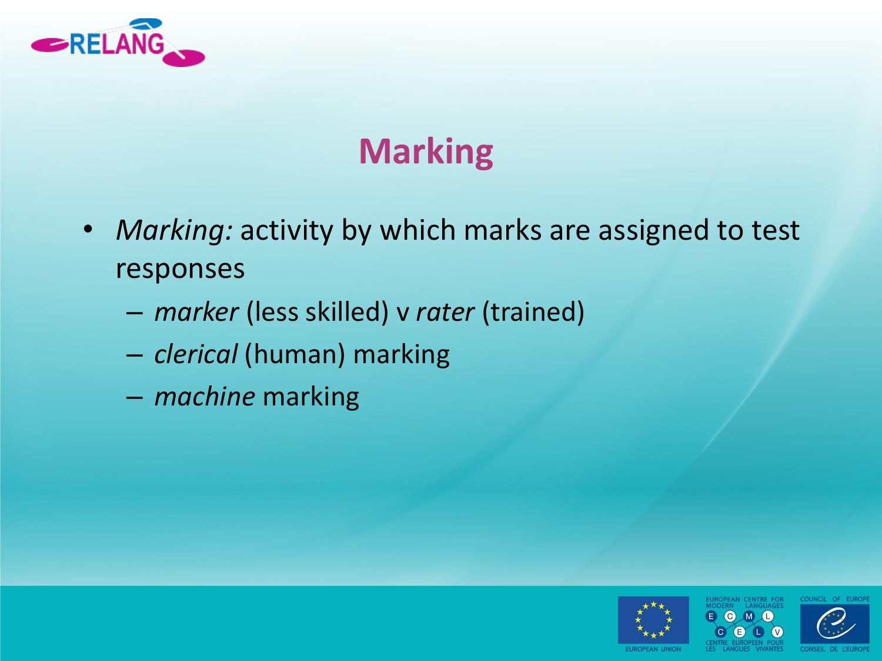# Marking

- *Marking:* activity by which marks are assigned to test responses
  - *marker* (less skilled) v *rater* (trained)
  - *clerical* (human) marking
  - *machine* marking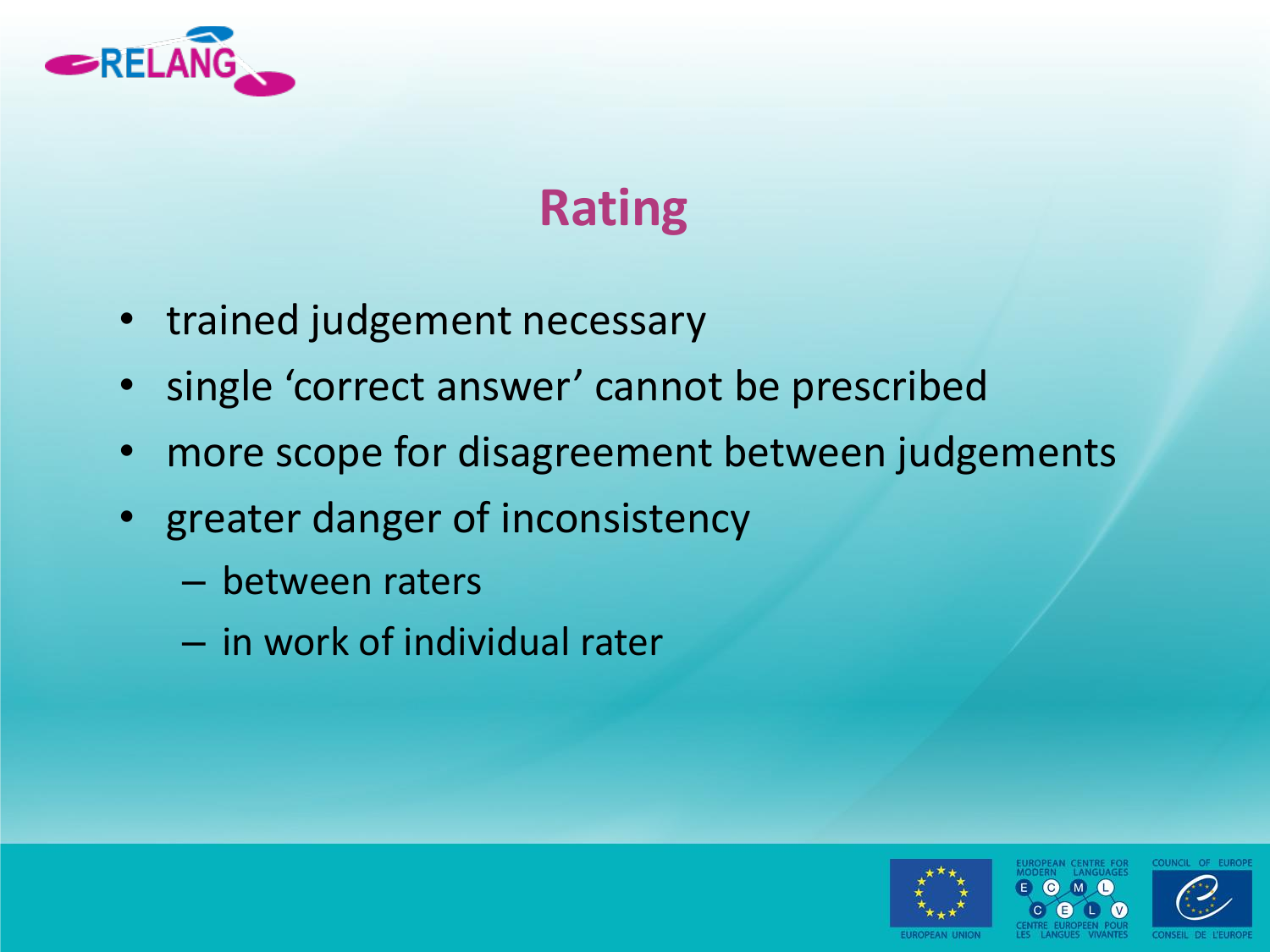# Rating

- trained judgement necessary
- single 'correct answer' cannot be prescribed
- more scope for disagreement between judgements
- greater danger of inconsistency
  - between raters
  - in work of individual rater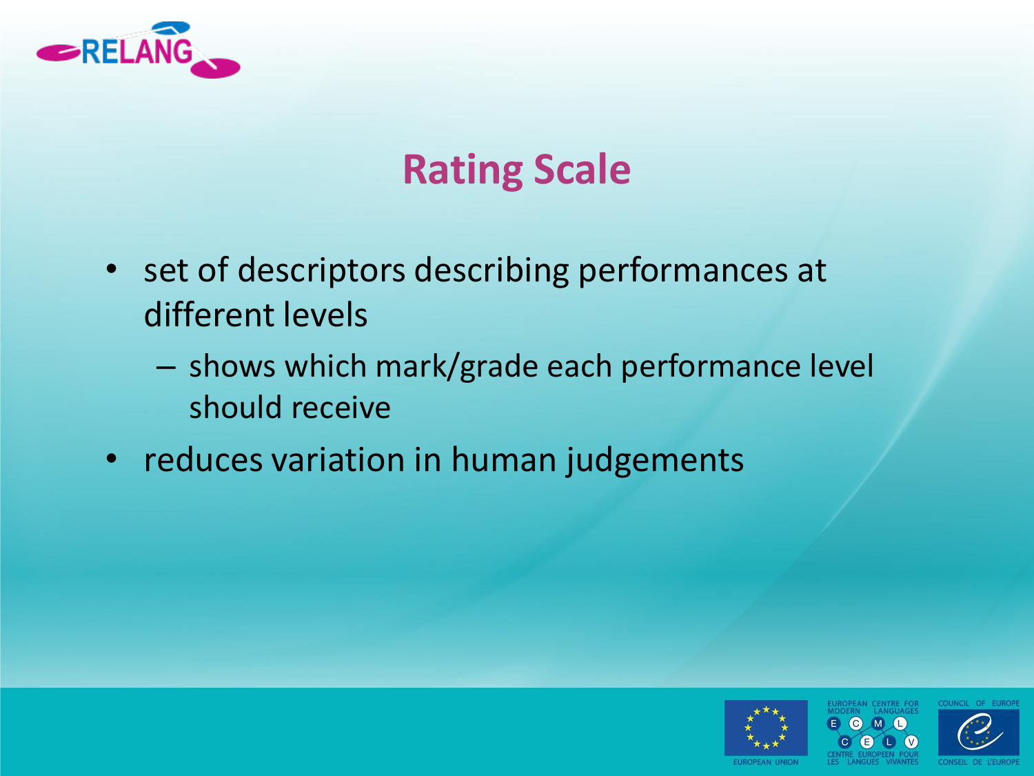## Rating Scale

- set of descriptors describing performances at different levels
  - shows which mark/grade each performance level should receive
- reduces variation in human judgements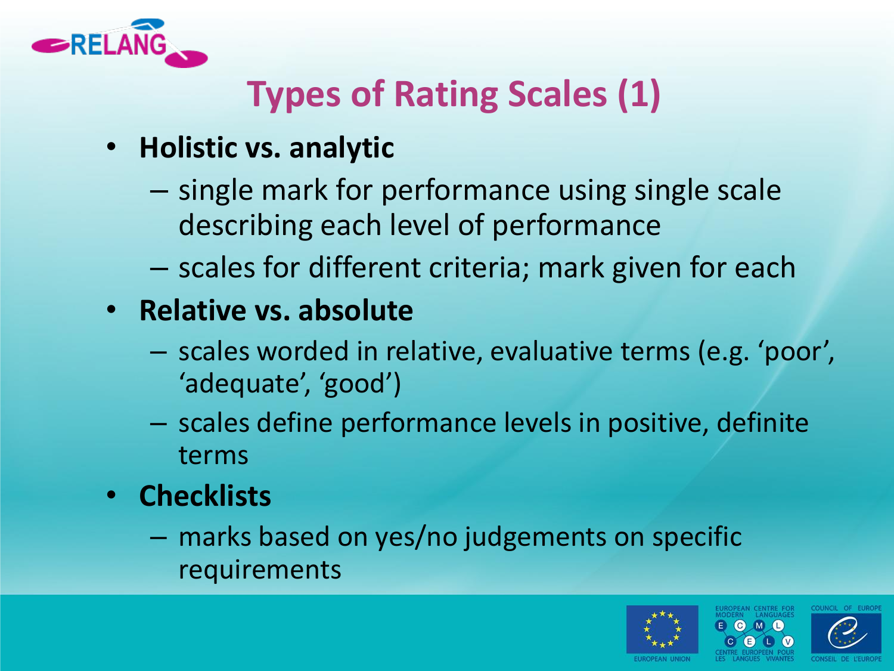# Types of Rating Scales (1)

- **Holistic vs. analytic**
  - single mark for performance using single scale describing each level of performance
  - scales for different criteria; mark given for each
- **Relative vs. absolute**
  - scales worded in relative, evaluative terms (e.g. 'poor', 'adequate', 'good')
  - scales define performance levels in positive, definite terms
- **Checklists**
  - marks based on yes/no judgements on specific requirements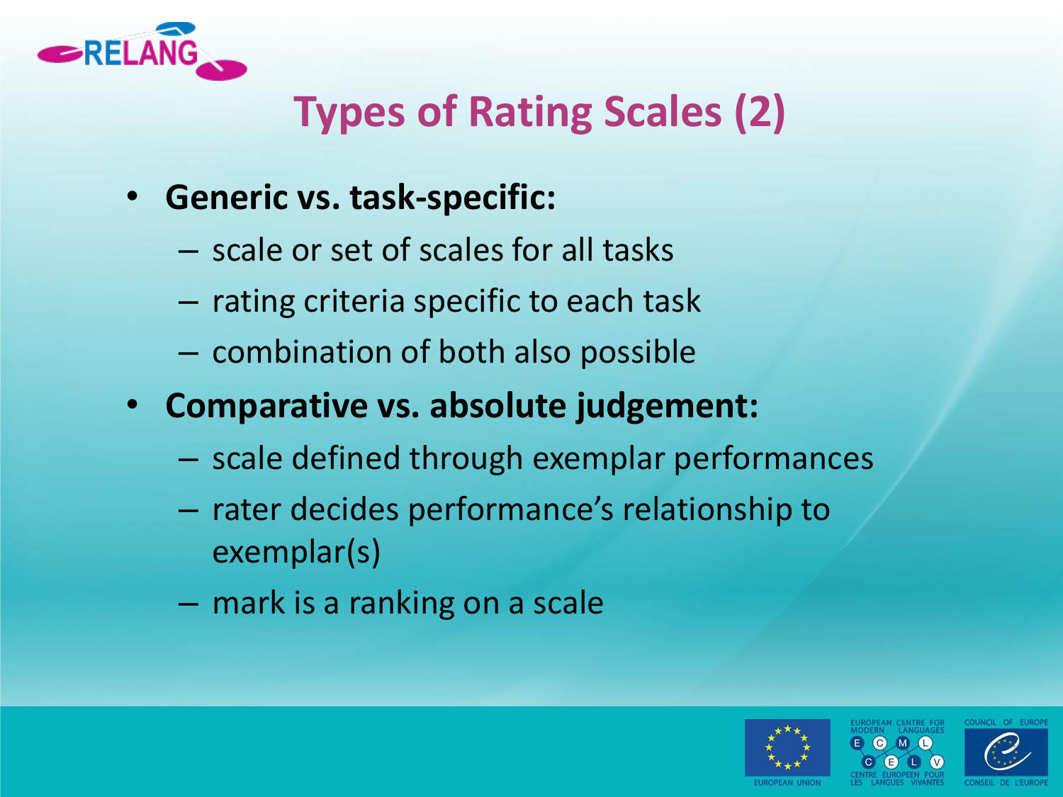# Types of Rating Scales (2)

- **Generic vs. task-specific:**
  - scale or set of scales for all tasks
  - rating criteria specific to each task
  - combination of both also possible
- **Comparative vs. absolute judgement:**
  - scale defined through exemplar performances
  - rater decides performance's relationship to exemplar(s)
  - mark is a ranking on a scale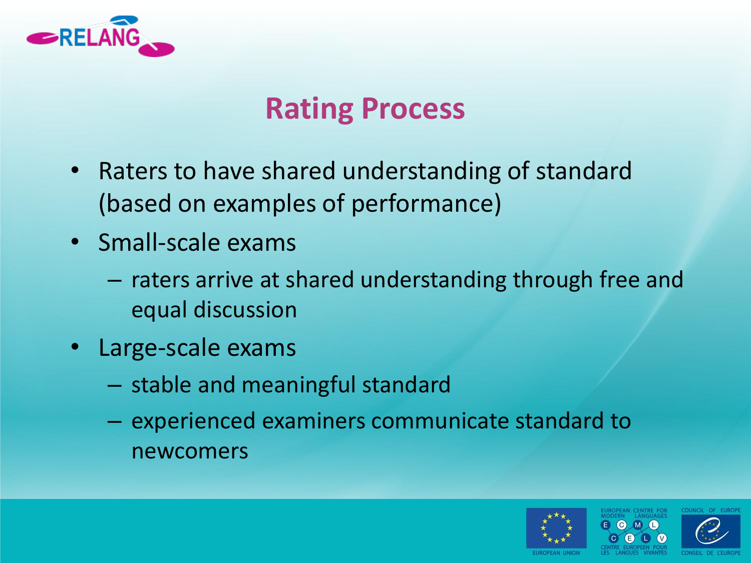# Rating Process

- Raters to have shared understanding of standard (based on examples of performance)
- Small-scale exams
  - raters arrive at shared understanding through free and equal discussion
- Large-scale exams
  - stable and meaningful standard
  - experienced examiners communicate standard to newcomers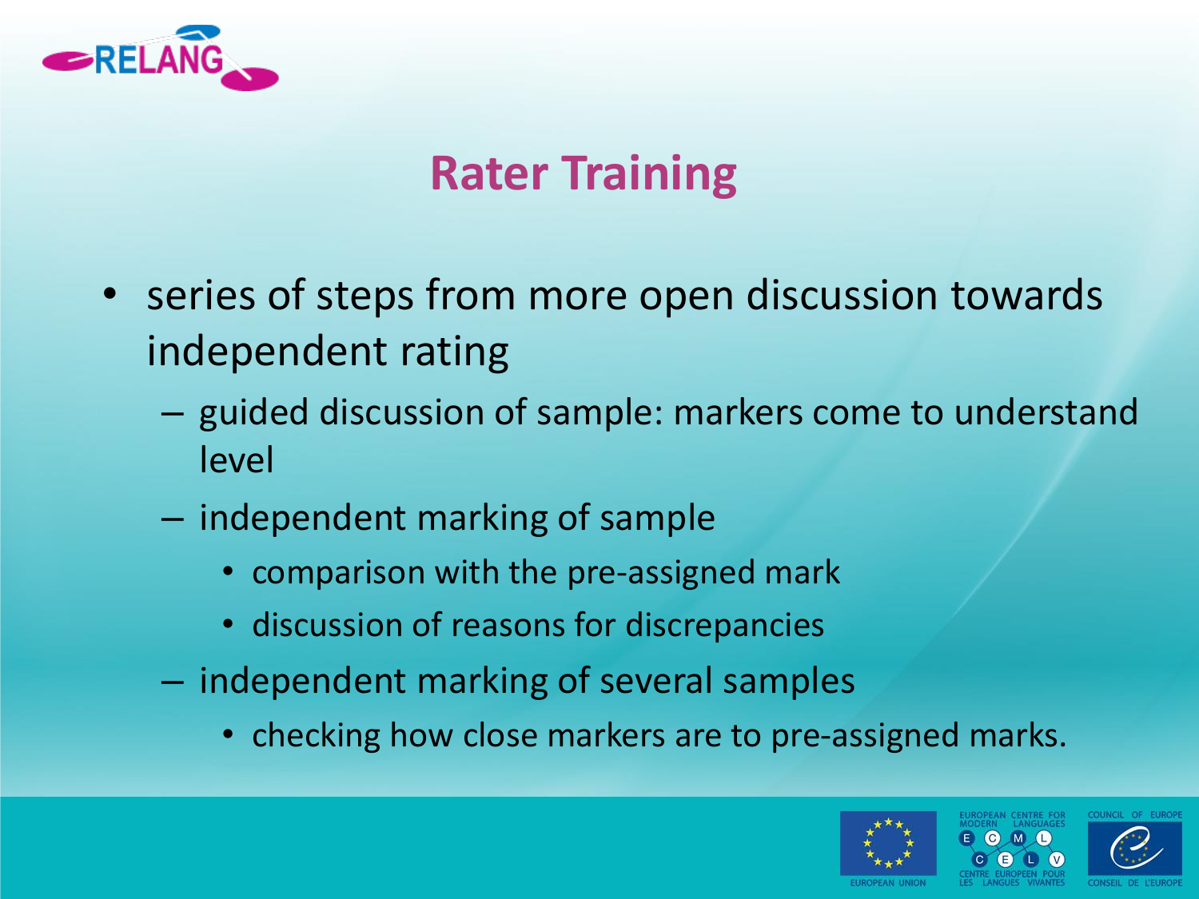# Rater Training

- series of steps from more open discussion towards independent rating
  - guided discussion of sample: markers come to understand level
  - independent marking of sample
    - comparison with the pre-assigned mark
    - discussion of reasons for discrepancies
  - independent marking of several samples
    - checking how close markers are to pre-assigned marks.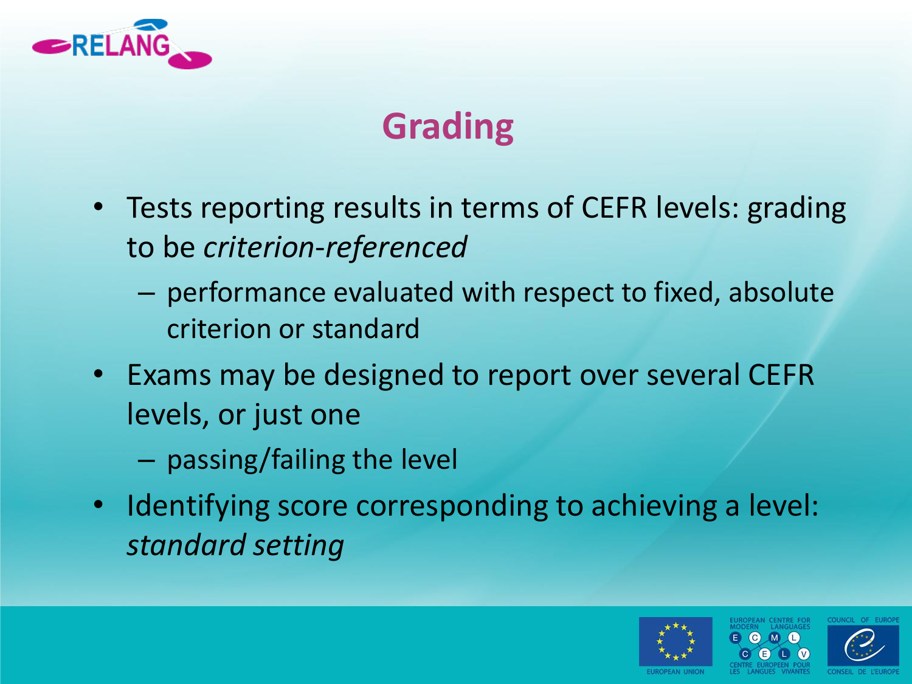# Grading

- Tests reporting results in terms of CEFR levels: grading to be *criterion-referenced*
  - performance evaluated with respect to fixed, absolute criterion or standard
- Exams may be designed to report over several CEFR levels, or just one
  - passing/failing the level
- Identifying score corresponding to achieving a level: *standard setting*